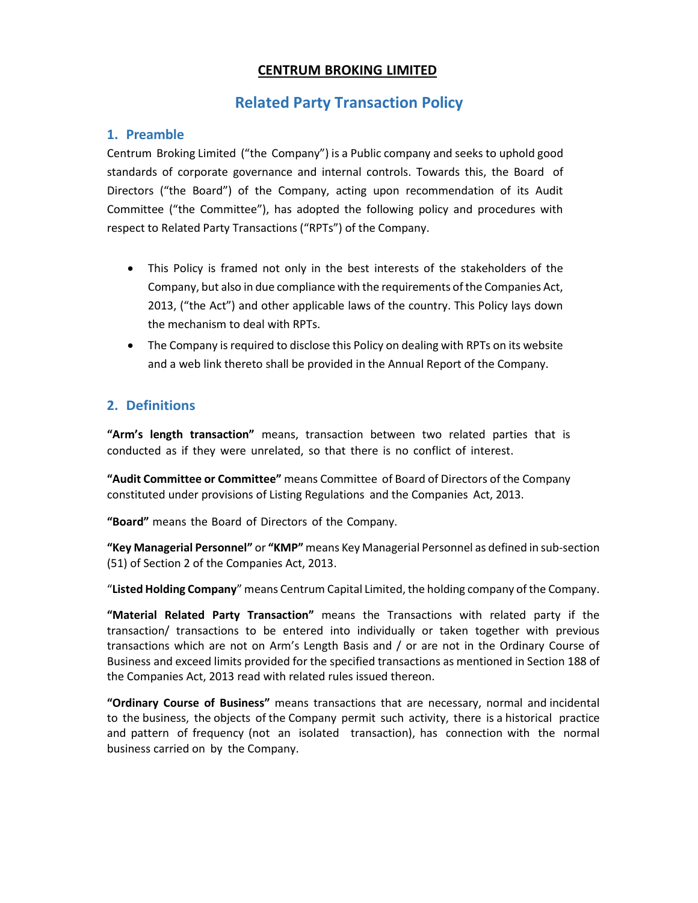**CENTRUM BROKING LIMITED**

# Related Party Transaction Policy

## 1. Preamble

Centrum Broking Limited ("the Company") is a Public company and seeks to uphold good standards of corporate governance and internal controls. Towards this, the Board of Directors ("the Board") of the Company, acting upon recommendation of its Audit Committee ("the Committee"), has adopted the following policy and procedures with respect to Related Party Transactions ("RPTs") of the Company.

- This Policy is framed not only in the best interests of the stakeholders of the Company, but also in due compliance with the requirements of the Companies Act, 2013, ("the Act") and other applicable laws of the country. This Policy lays down the mechanism to deal with RPTs.
- The Company is required to disclose this Policy on dealing with RPTs on its website and a web link thereto shall be provided in the Annual Report of the Company.

## 2. Definitions

**"Arm's length transaction"** means, transaction between two related parties that is conducted as if they were unrelated, so that there is no conflict of interest.

**"Audit Committee or Committee"** means Committee of Board of Directors of the Company constituted under provisions of Listing Regulations and the Companies Act, 2013.

**"Board"** means the Board of Directors of the Company.

**"Key Managerial Personnel"** or **"KMP"** means Key Managerial Personnel as defined in sub-section (51) of Section 2 of the Companies Act, 2013.

"**Listed Holding Company**" means Centrum Capital Limited, the holding company of the Company.

**"Material Related Party Transaction"** means the Transactions with related party if the transaction/ transactions to be entered into individually or taken together with previous transactions which are not on Arm's Length Basis and / or are not in the Ordinary Course of Business and exceed limits provided for the specified transactions as mentioned in Section 188 of the Companies Act, 2013 read with related rules issued thereon.

**"Ordinary Course of Business"** means transactions that are necessary, normal and incidental to the business, the objects of the Company permit such activity, there is a historical practice and pattern of frequency (not an isolated transaction), has connection with the normal business carried on by the Company.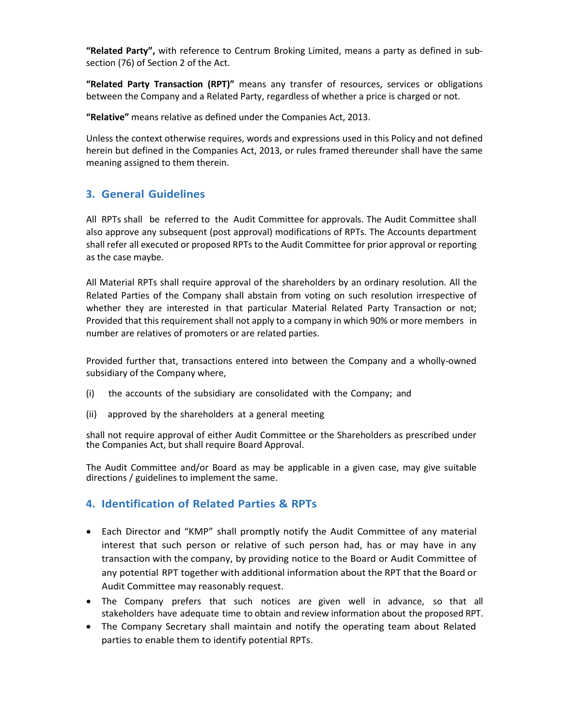**"Related Party",** with reference to Centrum Broking Limited, means a party as defined in sub-section (76) of Section 2 of the Act.

**"Related Party Transaction (RPT)"** means any transfer of resources, services or obligations between the Company and a Related Party, regardless of whether a price is charged or not.

**"Relative"** means relative as defined under the Companies Act, 2013.

Unless the context otherwise requires, words and expressions used in this Policy and not defined herein but defined in the Companies Act, 2013, or rules framed thereunder shall have the same meaning assigned to them therein.

## 3. General Guidelines

All RPTs shall be referred to the Audit Committee for approvals. The Audit Committee shall also approve any subsequent (post approval) modifications of RPTs. The Accounts department shall refer all executed or proposed RPTs to the Audit Committee for prior approval or reporting as the case maybe.

All Material RPTs shall require approval of the shareholders by an ordinary resolution. All the Related Parties of the Company shall abstain from voting on such resolution irrespective of whether they are interested in that particular Material Related Party Transaction or not; Provided that this requirement shall not apply to a company in which 90% or more members in number are relatives of promoters or are related parties.

Provided further that, transactions entered into between the Company and a wholly-owned subsidiary of the Company where,

(i) the accounts of the subsidiary are consolidated with the Company; and

(ii) approved by the shareholders at a general meeting

shall not require approval of either Audit Committee or the Shareholders as prescribed under the Companies Act, but shall require Board Approval.

The Audit Committee and/or Board as may be applicable in a given case, may give suitable directions / guidelines to implement the same.

## 4. Identification of Related Parties & RPTs

- Each Director and "KMP" shall promptly notify the Audit Committee of any material interest that such person or relative of such person had, has or may have in any transaction with the company, by providing notice to the Board or Audit Committee of any potential RPT together with additional information about the RPT that the Board or Audit Committee may reasonably request.
- The Company prefers that such notices are given well in advance, so that all stakeholders have adequate time to obtain and review information about the proposed RPT.
- The Company Secretary shall maintain and notify the operating team about Related parties to enable them to identify potential RPTs.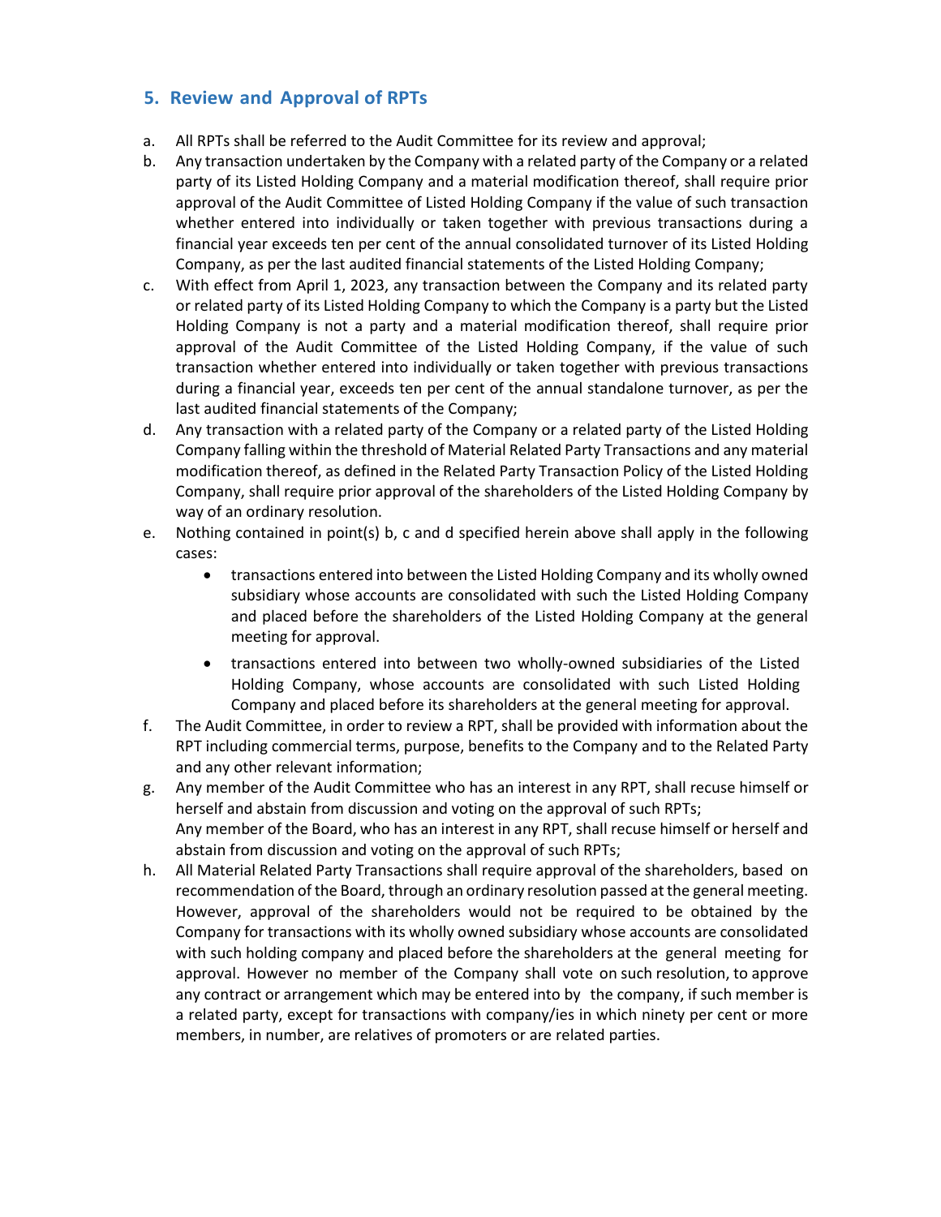## 5. Review and Approval of RPTs

a. All RPTs shall be referred to the Audit Committee for its review and approval;

b. Any transaction undertaken by the Company with a related party of the Company or a related party of its Listed Holding Company and a material modification thereof, shall require prior approval of the Audit Committee of Listed Holding Company if the value of such transaction whether entered into individually or taken together with previous transactions during a financial year exceeds ten per cent of the annual consolidated turnover of its Listed Holding Company, as per the last audited financial statements of the Listed Holding Company;

c. With effect from April 1, 2023, any transaction between the Company and its related party or related party of its Listed Holding Company to which the Company is a party but the Listed Holding Company is not a party and a material modification thereof, shall require prior approval of the Audit Committee of the Listed Holding Company, if the value of such transaction whether entered into individually or taken together with previous transactions during a financial year, exceeds ten per cent of the annual standalone turnover, as per the last audited financial statements of the Company;

d. Any transaction with a related party of the Company or a related party of the Listed Holding Company falling within the threshold of Material Related Party Transactions and any material modification thereof, as defined in the Related Party Transaction Policy of the Listed Holding Company, shall require prior approval of the shareholders of the Listed Holding Company by way of an ordinary resolution.

e. Nothing contained in point(s) b, c and d specified herein above shall apply in the following cases:
   - transactions entered into between the Listed Holding Company and its wholly owned subsidiary whose accounts are consolidated with such the Listed Holding Company and placed before the shareholders of the Listed Holding Company at the general meeting for approval.
   - transactions entered into between two wholly-owned subsidiaries of the Listed Holding Company, whose accounts are consolidated with such Listed Holding Company and placed before its shareholders at the general meeting for approval.

f. The Audit Committee, in order to review a RPT, shall be provided with information about the RPT including commercial terms, purpose, benefits to the Company and to the Related Party and any other relevant information;

g. Any member of the Audit Committee who has an interest in any RPT, shall recuse himself or herself and abstain from discussion and voting on the approval of such RPTs;
   Any member of the Board, who has an interest in any RPT, shall recuse himself or herself and abstain from discussion and voting on the approval of such RPTs;

h. All Material Related Party Transactions shall require approval of the shareholders, based on recommendation of the Board, through an ordinary resolution passed at the general meeting. However, approval of the shareholders would not be required to be obtained by the Company for transactions with its wholly owned subsidiary whose accounts are consolidated with such holding company and placed before the shareholders at the general meeting for approval. However no member of the Company shall vote on such resolution, to approve any contract or arrangement which may be entered into by the company, if such member is a related party, except for transactions with company/ies in which ninety per cent or more members, in number, are relatives of promoters or are related parties.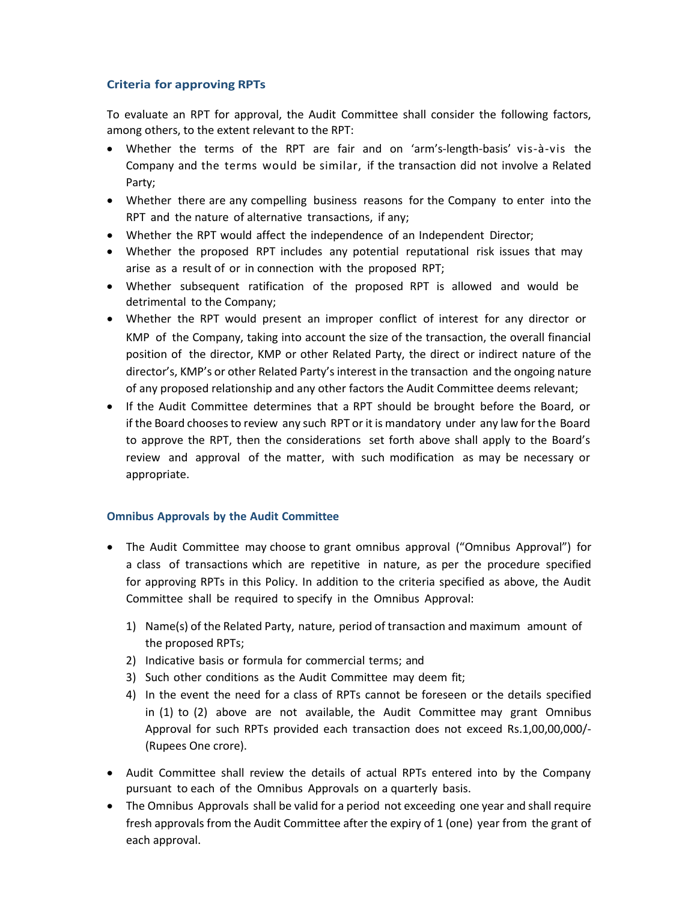### Criteria for approving RPTs

To evaluate an RPT for approval, the Audit Committee shall consider the following factors, among others, to the extent relevant to the RPT:

- Whether the terms of the RPT are fair and on 'arm's-length-basis' vis-à-vis the Company and the terms would be similar, if the transaction did not involve a Related Party;
- Whether there are any compelling business reasons for the Company to enter into the RPT and the nature of alternative transactions, if any;
- Whether the RPT would affect the independence of an Independent Director;
- Whether the proposed RPT includes any potential reputational risk issues that may arise as a result of or in connection with the proposed RPT;
- Whether subsequent ratification of the proposed RPT is allowed and would be detrimental to the Company;
- Whether the RPT would present an improper conflict of interest for any director or KMP of the Company, taking into account the size of the transaction, the overall financial position of the director, KMP or other Related Party, the direct or indirect nature of the director's, KMP's or other Related Party's interest in the transaction and the ongoing nature of any proposed relationship and any other factors the Audit Committee deems relevant;
- If the Audit Committee determines that a RPT should be brought before the Board, or if the Board chooses to review any such RPT or it is mandatory under any law for the Board to approve the RPT, then the considerations set forth above shall apply to the Board's review and approval of the matter, with such modification as may be necessary or appropriate.

### Omnibus Approvals by the Audit Committee

- The Audit Committee may choose to grant omnibus approval ("Omnibus Approval") for a class of transactions which are repetitive in nature, as per the procedure specified for approving RPTs in this Policy. In addition to the criteria specified as above, the Audit Committee shall be required to specify in the Omnibus Approval:
    1) Name(s) of the Related Party, nature, period of transaction and maximum amount of the proposed RPTs;
    2) Indicative basis or formula for commercial terms; and
    3) Such other conditions as the Audit Committee may deem fit;
    4) In the event the need for a class of RPTs cannot be foreseen or the details specified in (1) to (2) above are not available, the Audit Committee may grant Omnibus Approval for such RPTs provided each transaction does not exceed Rs.1,00,00,000/- (Rupees One crore).
- Audit Committee shall review the details of actual RPTs entered into by the Company pursuant to each of the Omnibus Approvals on a quarterly basis.
- The Omnibus Approvals shall be valid for a period not exceeding one year and shall require fresh approvals from the Audit Committee after the expiry of 1 (one) year from the grant of each approval.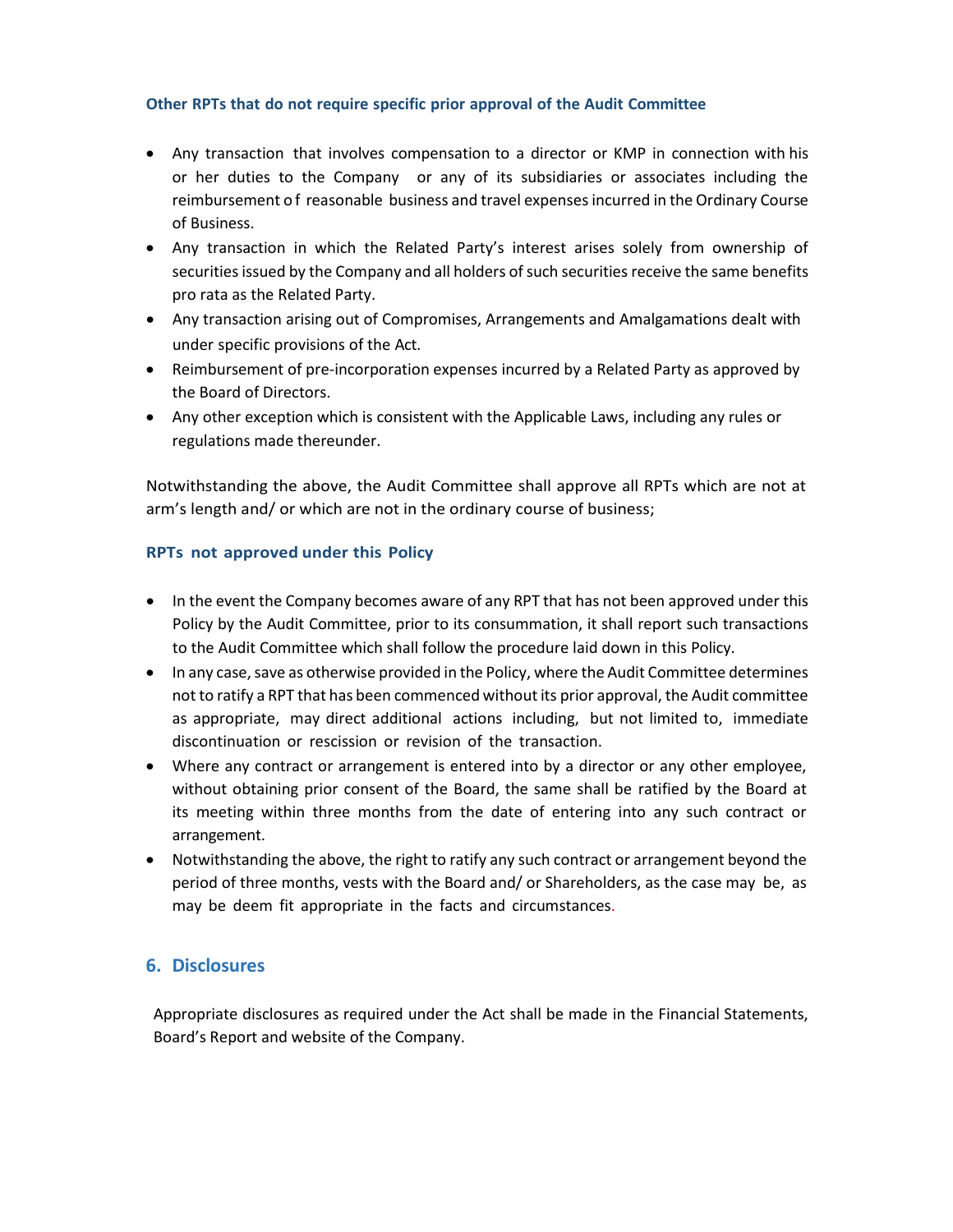#### Other RPTs that do not require specific prior approval of the Audit Committee

- Any transaction that involves compensation to a director or KMP in connection with his or her duties to the Company or any of its subsidiaries or associates including the reimbursement of reasonable business and travel expenses incurred in the Ordinary Course of Business.
- Any transaction in which the Related Party's interest arises solely from ownership of securities issued by the Company and all holders of such securities receive the same benefits pro rata as the Related Party.
- Any transaction arising out of Compromises, Arrangements and Amalgamations dealt with under specific provisions of the Act.
- Reimbursement of pre-incorporation expenses incurred by a Related Party as approved by the Board of Directors.
- Any other exception which is consistent with the Applicable Laws, including any rules or regulations made thereunder.

Notwithstanding the above, the Audit Committee shall approve all RPTs which are not at arm's length and/ or which are not in the ordinary course of business;

#### RPTs not approved under this Policy

- In the event the Company becomes aware of any RPT that has not been approved under this Policy by the Audit Committee, prior to its consummation, it shall report such transactions to the Audit Committee which shall follow the procedure laid down in this Policy.
- In any case, save as otherwise provided in the Policy, where the Audit Committee determines not to ratify a RPT that has been commenced without its prior approval, the Audit committee as appropriate, may direct additional actions including, but not limited to, immediate discontinuation or rescission or revision of the transaction.
- Where any contract or arrangement is entered into by a director or any other employee, without obtaining prior consent of the Board, the same shall be ratified by the Board at its meeting within three months from the date of entering into any such contract or arrangement.
- Notwithstanding the above, the right to ratify any such contract or arrangement beyond the period of three months, vests with the Board and/ or Shareholders, as the case may be, as may be deem fit appropriate in the facts and circumstances.

## 6. Disclosures

Appropriate disclosures as required under the Act shall be made in the Financial Statements, Board's Report and website of the Company.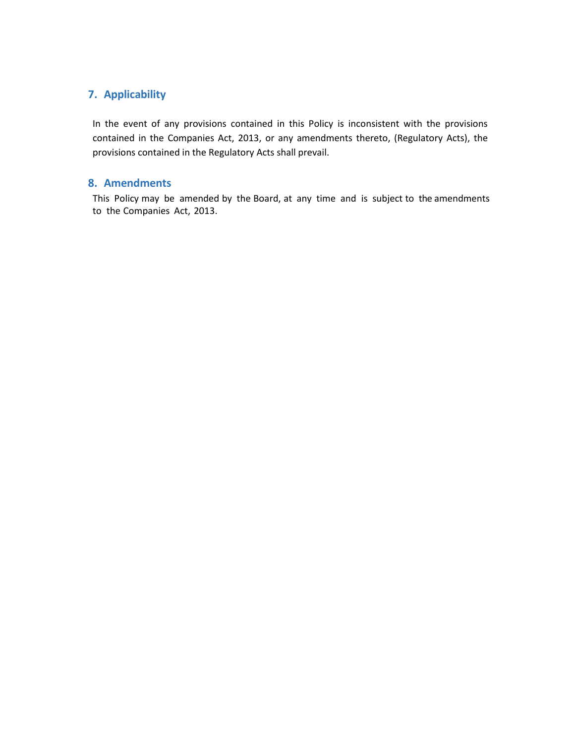## 7. Applicability

In the event of any provisions contained in this Policy is inconsistent with the provisions contained in the Companies Act, 2013, or any amendments thereto, (Regulatory Acts), the provisions contained in the Regulatory Acts shall prevail.

## 8. Amendments

This Policy may be amended by the Board, at any time and is subject to the amendments to the Companies Act, 2013.